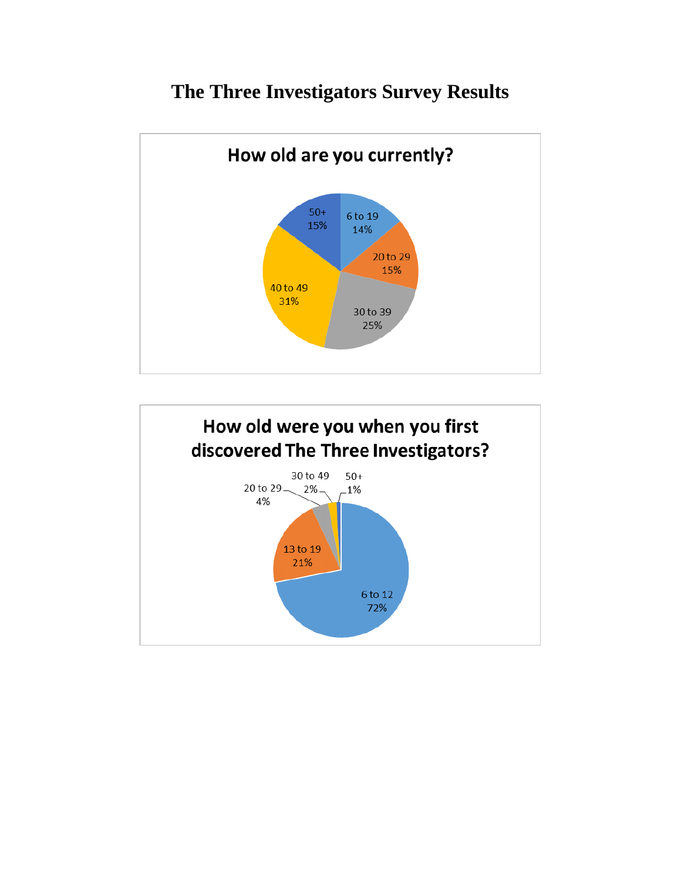# The Three Investigators Survey Results

## How old are you currently?

| Age | Percentage |
|---|---|
| 6 to 19 | 14% |
| 20 to 29 | 15% |
| 30 to 39 | 25% |
| 40 to 49 | 31% |
| 50+ | 15% |

## How old were you when you first discovered The Three Investigators?

| Age | Percentage |
|---|---|
| 6 to 12 | 72% |
| 13 to 19 | 21% |
| 20 to 29 | 4% |
| 30 to 49 | 2% |
| 50+ | 1% |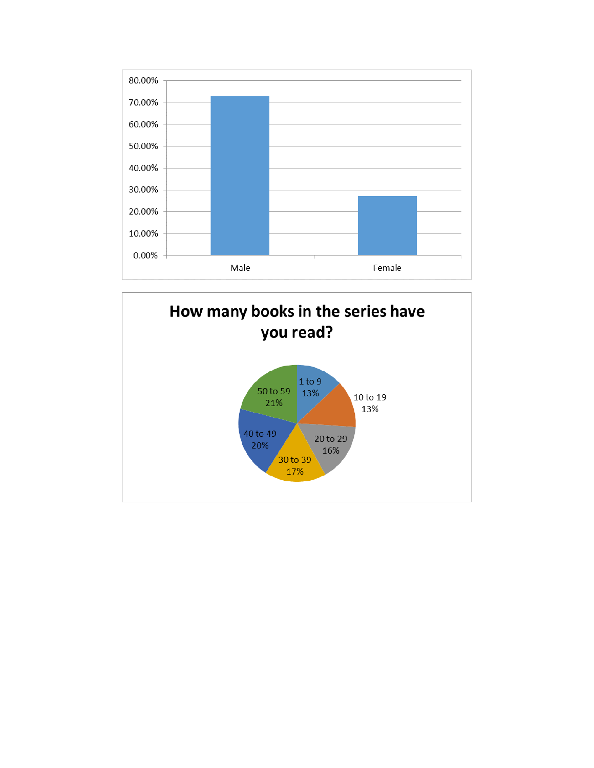| | Percentage |
|---|---|
| Male | ~73% |
| Female | ~27% |

## How many books in the series have you read?

| Books read | Percentage |
|---|---|
| 1 to 9 | 13% |
| 10 to 19 | 13% |
| 20 to 29 | 16% |
| 30 to 39 | 17% |
| 40 to 49 | 20% |
| 50 to 59 | 21% |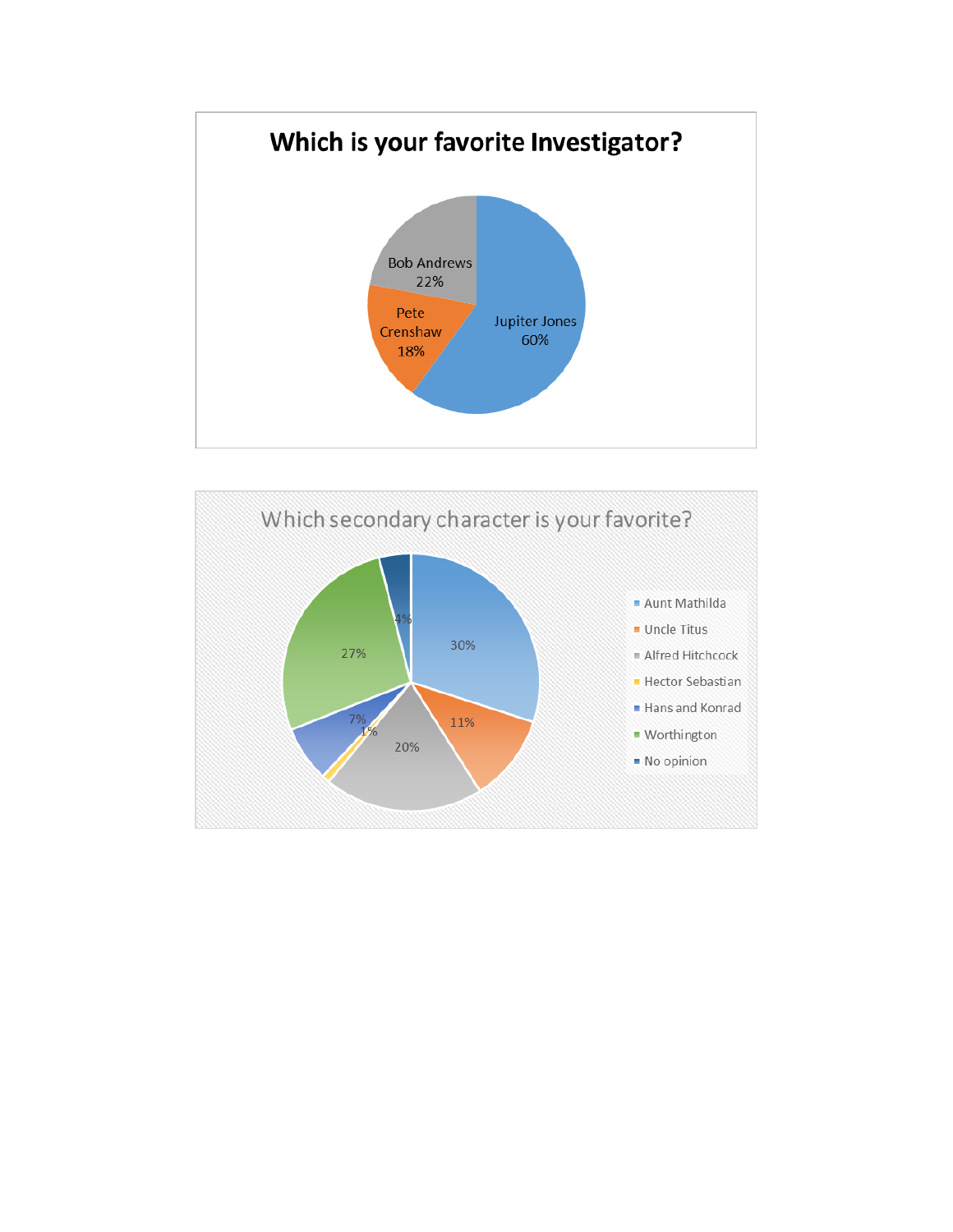## Which is your favorite Investigator?

| Investigator | Percentage |
|---|---|
| Jupiter Jones | 60% |
| Bob Andrews | 22% |
| Pete Crenshaw | 18% |

## Which secondary character is your favorite?

| Character | Percentage |
|---|---|
| Aunt Mathilda | 30% |
| Uncle Titus | 11% |
| Alfred Hitchcock | 20% |
| Hector Sebastian | 1% |
| Hans and Konrad | 7% |
| Worthington | 27% |
| No opinion | 4% |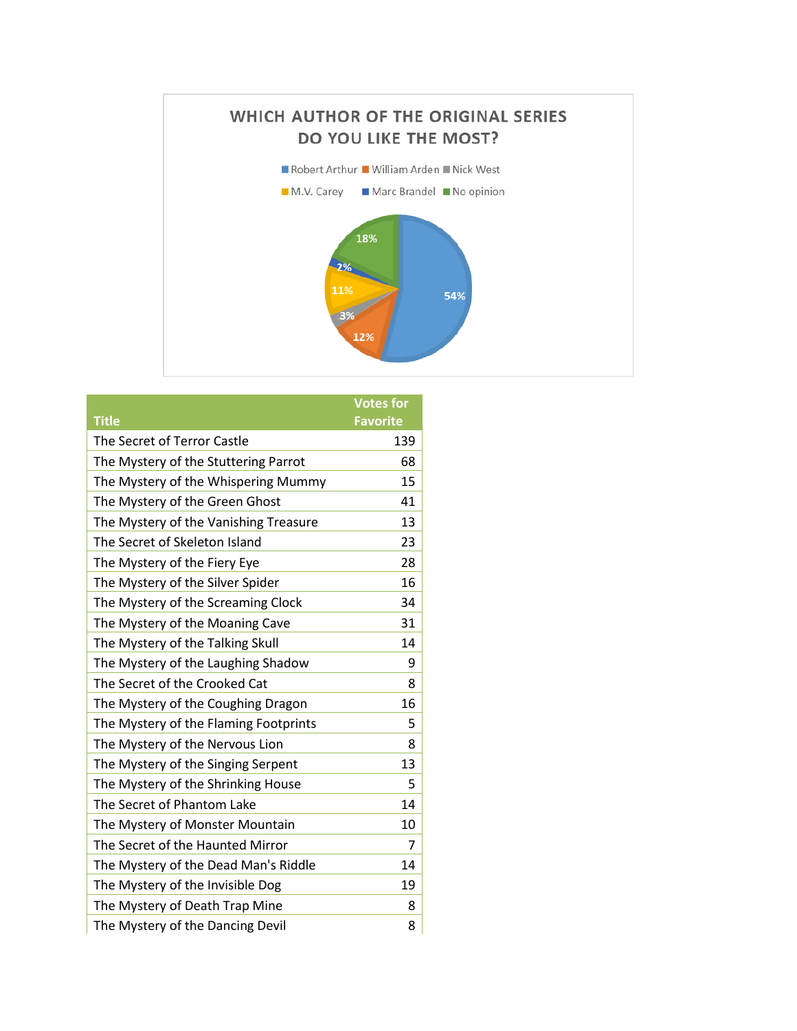## WHICH AUTHOR OF THE ORIGINAL SERIES DO YOU LIKE THE MOST?

| Author | Percentage |
|---|---|
| Robert Arthur | 54% |
| William Arden | 12% |
| Nick West | 3% |
| M.V. Carey | 11% |
| Marc Brandel | 2% |
| No opinion | 18% |

| Title | Votes for Favorite |
|---|---|
| The Secret of Terror Castle | 139 |
| The Mystery of the Stuttering Parrot | 68 |
| The Mystery of the Whispering Mummy | 15 |
| The Mystery of the Green Ghost | 41 |
| The Mystery of the Vanishing Treasure | 13 |
| The Secret of Skeleton Island | 23 |
| The Mystery of the Fiery Eye | 28 |
| The Mystery of the Silver Spider | 16 |
| The Mystery of the Screaming Clock | 34 |
| The Mystery of the Moaning Cave | 31 |
| The Mystery of the Talking Skull | 14 |
| The Mystery of the Laughing Shadow | 9 |
| The Secret of the Crooked Cat | 8 |
| The Mystery of the Coughing Dragon | 16 |
| The Mystery of the Flaming Footprints | 5 |
| The Mystery of the Nervous Lion | 8 |
| The Mystery of the Singing Serpent | 13 |
| The Mystery of the Shrinking House | 5 |
| The Secret of Phantom Lake | 14 |
| The Mystery of Monster Mountain | 10 |
| The Secret of the Haunted Mirror | 7 |
| The Mystery of the Dead Man's Riddle | 14 |
| The Mystery of the Invisible Dog | 19 |
| The Mystery of Death Trap Mine | 8 |
| The Mystery of the Dancing Devil | 8 |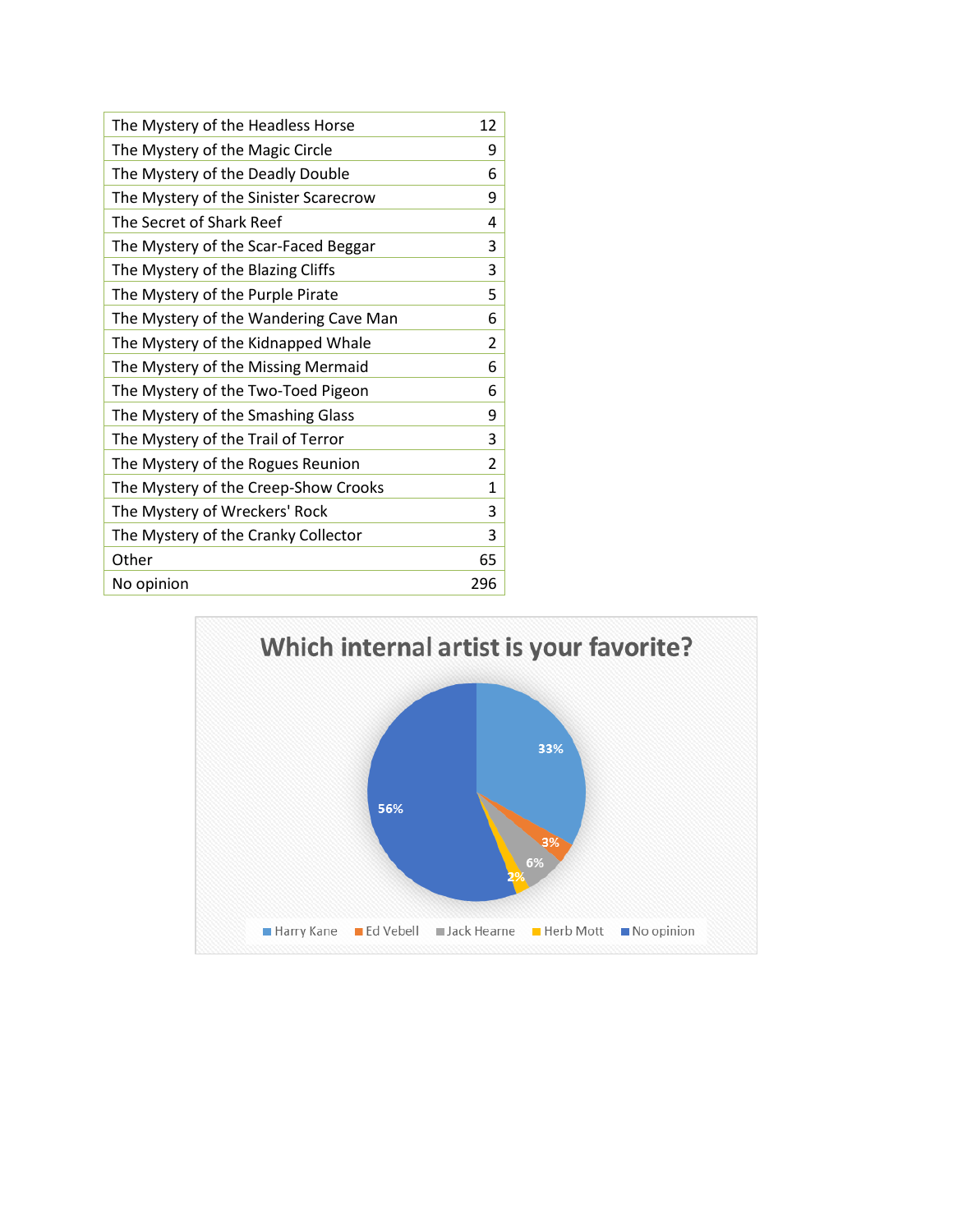| | |
|---|---|
| The Mystery of the Headless Horse | 12 |
| The Mystery of the Magic Circle | 9 |
| The Mystery of the Deadly Double | 6 |
| The Mystery of the Sinister Scarecrow | 9 |
| The Secret of Shark Reef | 4 |
| The Mystery of the Scar-Faced Beggar | 3 |
| The Mystery of the Blazing Cliffs | 3 |
| The Mystery of the Purple Pirate | 5 |
| The Mystery of the Wandering Cave Man | 6 |
| The Mystery of the Kidnapped Whale | 2 |
| The Mystery of the Missing Mermaid | 6 |
| The Mystery of the Two-Toed Pigeon | 6 |
| The Mystery of the Smashing Glass | 9 |
| The Mystery of the Trail of Terror | 3 |
| The Mystery of the Rogues Reunion | 2 |
| The Mystery of the Creep-Show Crooks | 1 |
| The Mystery of Wreckers' Rock | 3 |
| The Mystery of the Cranky Collector | 3 |
| Other | 65 |
| No opinion | 296 |

**Which internal artist is your favorite?**

| Artist | Percentage |
|---|---|
| Harry Kane | 33% |
| Ed Vebell | 3% |
| Jack Hearne | 6% |
| Herb Mott | 2% |
| No opinion | 56% |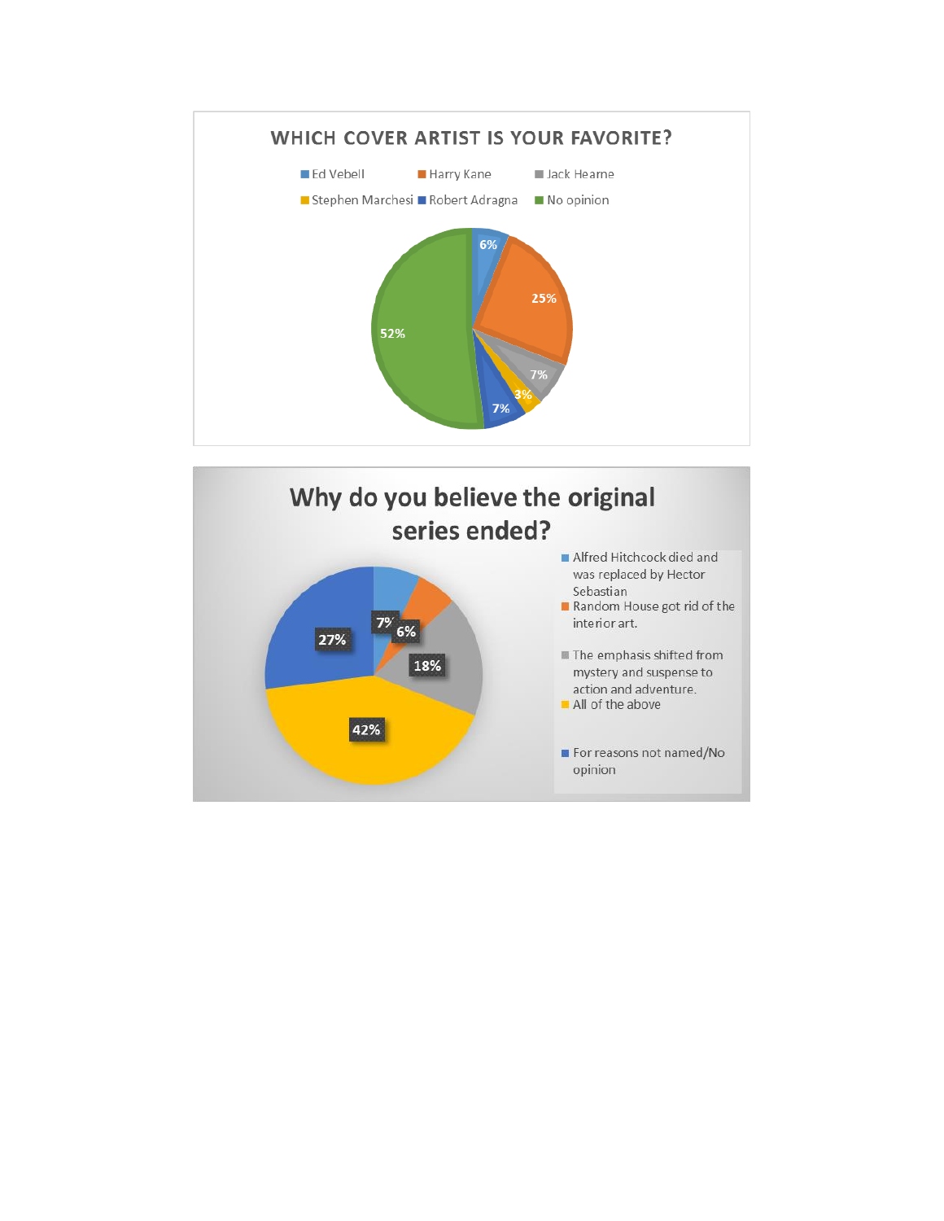## WHICH COVER ARTIST IS YOUR FAVORITE?

| Cover Artist | Percentage |
|---|---|
| Ed Vebell | 6% |
| Harry Kane | 25% |
| Jack Hearne | 7% |
| Stephen Marchesi | 3% |
| Robert Adragna | 7% |
| No opinion | 52% |

## Why do you believe the original series ended?

| Reason | Percentage |
|---|---|
| Alfred Hitchcock died and was replaced by Hector Sebastian | 7% |
| Random House got rid of the interior art. | 6% |
| The emphasis shifted from mystery and suspense to action and adventure. | 18% |
| All of the above | 42% |
| For reasons not named/No opinion | 27% |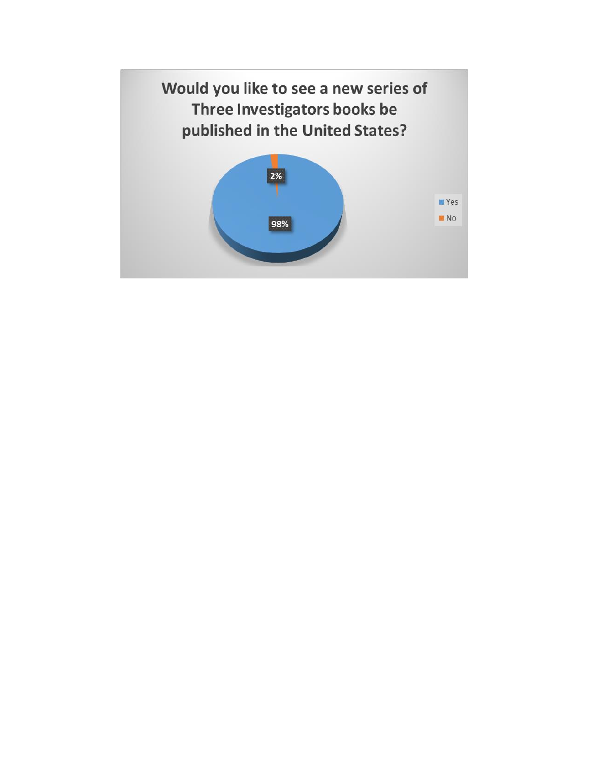Would you like to see a new series of Three Investigators books be published in the United States?

2%

98%

Yes

No